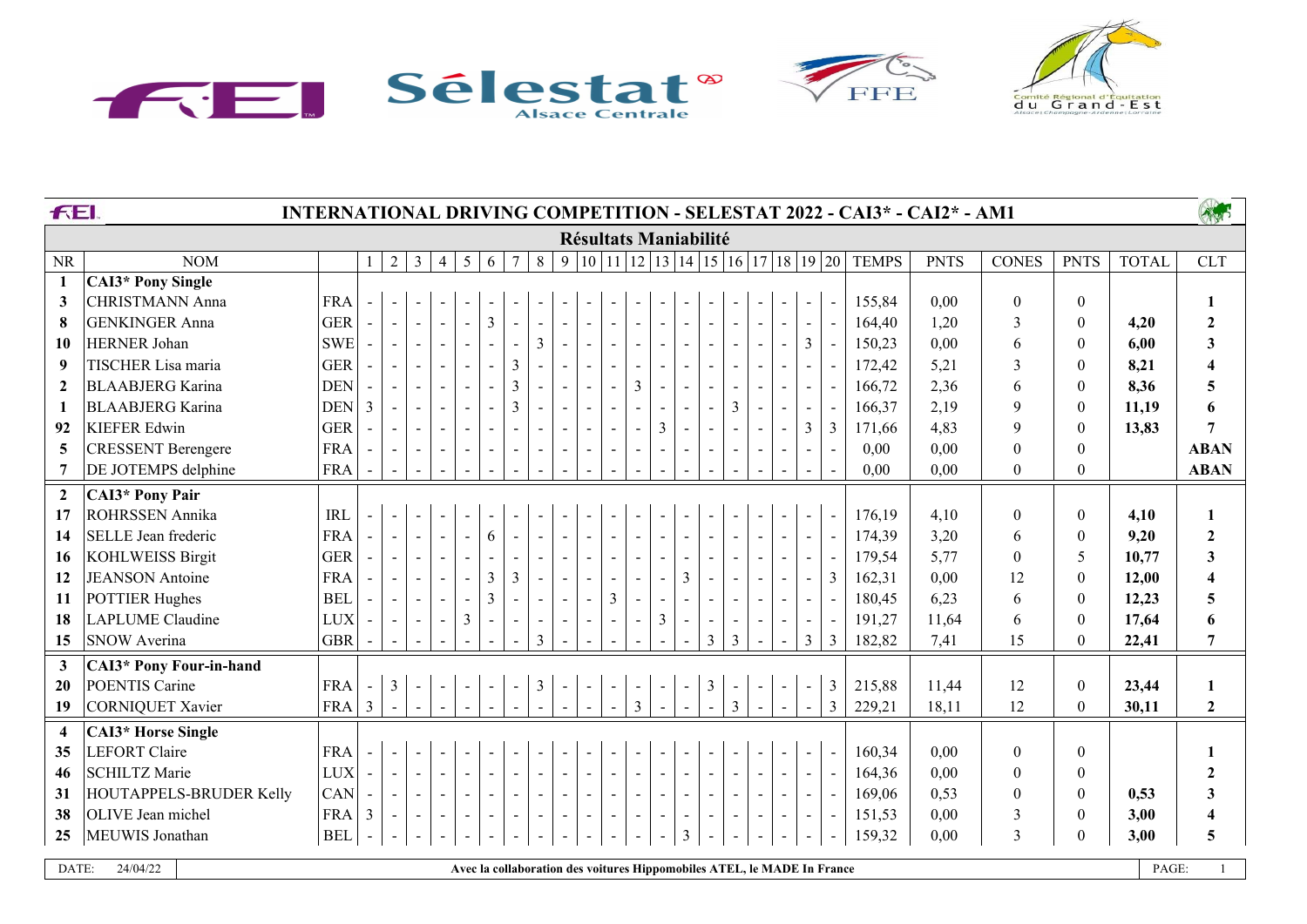## INTERNATIONAL DRIVING COMPETITION - SELESTAT 2022 - CAI3* - CAI2* - AM1

### Résultats Maniabilité

| NR | NOM | | 1 | 2 | 3 | 4 | 5 | 6 | 7 | 8 | 9 | 10 | 11 | 12 | 13 | 14 | 15 | 16 | 17 | 18 | 19 | 20 | TEMPS | PNTS | CONES | PNTS | TOTAL | CLT |
|---|---|---|---|---|---|---|---|---|---|---|---|---|---|---|---|---|---|---|---|---|---|---|---|---|---|---|---|---|
| **1** | **CAI3* Pony Single** | | | | | | | | | | | | | | | | | | | | | | | | | | | |
| **3** | CHRISTMANN Anna | FRA | - | - | - | - | - | - | - | - | - | - | - | - | - | - | - | - | - | - | - | - | 155,84 | 0,00 | 0 | 0 | | **1** |
| **8** | GENKINGER Anna | GER | - | - | - | - | - | 3 | - | - | - | - | - | - | - | - | - | - | - | - | - | - | 164,40 | 1,20 | 3 | 0 | **4,20** | **2** |
| **10** | HERNER Johan | SWE | - | - | - | - | - | - | - | 3 | - | - | - | - | - | - | - | - | - | - | 3 | - | 150,23 | 0,00 | 6 | 0 | **6,00** | **3** |
| **9** | TISCHER Lisa maria | GER | - | - | - | - | - | - | 3 | - | - | - | - | - | - | - | - | - | - | - | - | - | 172,42 | 5,21 | 3 | 0 | **8,21** | **4** |
| **2** | BLAABJERG Karina | DEN | - | - | - | - | - | - | 3 | - | - | - | - | 3 | - | - | - | - | - | - | - | - | 166,72 | 2,36 | 6 | 0 | **8,36** | **5** |
| **1** | BLAABJERG Karina | DEN | 3 | - | - | - | - | - | 3 | - | - | - | - | - | - | - | - | 3 | - | - | - | - | 166,37 | 2,19 | 9 | 0 | **11,19** | **6** |
| **92** | KIEFER Edwin | GER | - | - | - | - | - | - | - | - | - | - | - | - | 3 | - | - | - | - | - | 3 | 3 | 171,66 | 4,83 | 9 | 0 | **13,83** | **7** |
| **5** | CRESSENT Berengere | FRA | - | - | - | - | - | - | - | - | - | - | - | - | - | - | - | - | - | - | - | - | 0,00 | 0,00 | 0 | 0 | | **ABAN** |
| **7** | DE JOTEMPS delphine | FRA | - | - | - | - | - | - | - | - | - | - | - | - | - | - | - | - | - | - | - | - | 0,00 | 0,00 | 0 | 0 | | **ABAN** |
| **2** | **CAI3* Pony Pair** | | | | | | | | | | | | | | | | | | | | | | | | | | | |
| **17** | ROHRSSEN Annika | IRL | - | - | - | - | - | - | - | - | - | - | - | - | - | - | - | - | - | - | - | - | 176,19 | 4,10 | 0 | 0 | **4,10** | **1** |
| **14** | SELLE Jean frederic | FRA | - | - | - | - | - | 6 | - | - | - | - | - | - | - | - | - | - | - | - | - | - | 174,39 | 3,20 | 6 | 0 | **9,20** | **2** |
| **16** | KOHLWEISS Birgit | GER | - | - | - | - | - | - | - | - | - | - | - | - | - | - | - | - | - | - | - | - | 179,54 | 5,77 | 0 | 5 | **10,77** | **3** |
| **12** | JEANSON Antoine | FRA | - | - | - | - | - | 3 | 3 | - | - | - | - | - | - | 3 | - | - | - | - | - | 3 | 162,31 | 0,00 | 12 | 0 | **12,00** | **4** |
| **11** | POTTIER Hughes | BEL | - | - | - | - | - | 3 | - | - | - | - | 3 | - | - | - | - | - | - | - | - | - | 180,45 | 6,23 | 6 | 0 | **12,23** | **5** |
| **18** | LAPLUME Claudine | LUX | - | - | - | - | 3 | - | - | - | - | - | - | - | 3 | - | - | - | - | - | - | - | 191,27 | 11,64 | 6 | 0 | **17,64** | **6** |
| **15** | SNOW Averina | GBR | - | - | - | - | - | - | - | 3 | - | - | - | - | - | - | 3 | 3 | - | - | 3 | 3 | 182,82 | 7,41 | 15 | 0 | **22,41** | **7** |
| **3** | **CAI3* Pony Four-in-hand** | | | | | | | | | | | | | | | | | | | | | | | | | | | |
| **20** | POENTIS Carine | FRA | - | 3 | - | - | - | - | - | 3 | - | - | - | - | - | - | 3 | - | - | - | - | 3 | 215,88 | 11,44 | 12 | 0 | **23,44** | **1** |
| **19** | CORNIQUET Xavier | FRA | 3 | - | - | - | - | - | - | - | - | - | - | 3 | - | - | - | 3 | - | - | - | 3 | 229,21 | 18,11 | 12 | 0 | **30,11** | **2** |
| **4** | **CAI3* Horse Single** | | | | | | | | | | | | | | | | | | | | | | | | | | | |
| **35** | LEFORT Claire | FRA | - | - | - | - | - | - | - | - | - | - | - | - | - | - | - | - | - | - | - | - | 160,34 | 0,00 | 0 | 0 | | **1** |
| **46** | SCHILTZ Marie | LUX | - | - | - | - | - | - | - | - | - | - | - | - | - | - | - | - | - | - | - | - | 164,36 | 0,00 | 0 | 0 | | **2** |
| **31** | HOUTAPPELS-BRUDER Kelly | CAN | - | - | - | - | - | - | - | - | - | - | - | - | - | - | - | - | - | - | - | - | 169,06 | 0,53 | 0 | 0 | **0,53** | **3** |
| **38** | OLIVE Jean michel | FRA | 3 | - | - | - | - | - | - | - | - | - | - | - | - | - | - | - | - | - | - | - | 151,53 | 0,00 | 3 | 0 | **3,00** | **4** |
| **25** | MEUWIS Jonathan | BEL | - | - | - | - | - | - | - | - | - | - | - | - | - | 3 | - | - | - | - | - | - | 159,32 | 0,00 | 3 | 0 | **3,00** | **5** |

DATE: 24/04/22

**Avec la collaboration des voitures Hippomobiles ATEL, le MADE In France**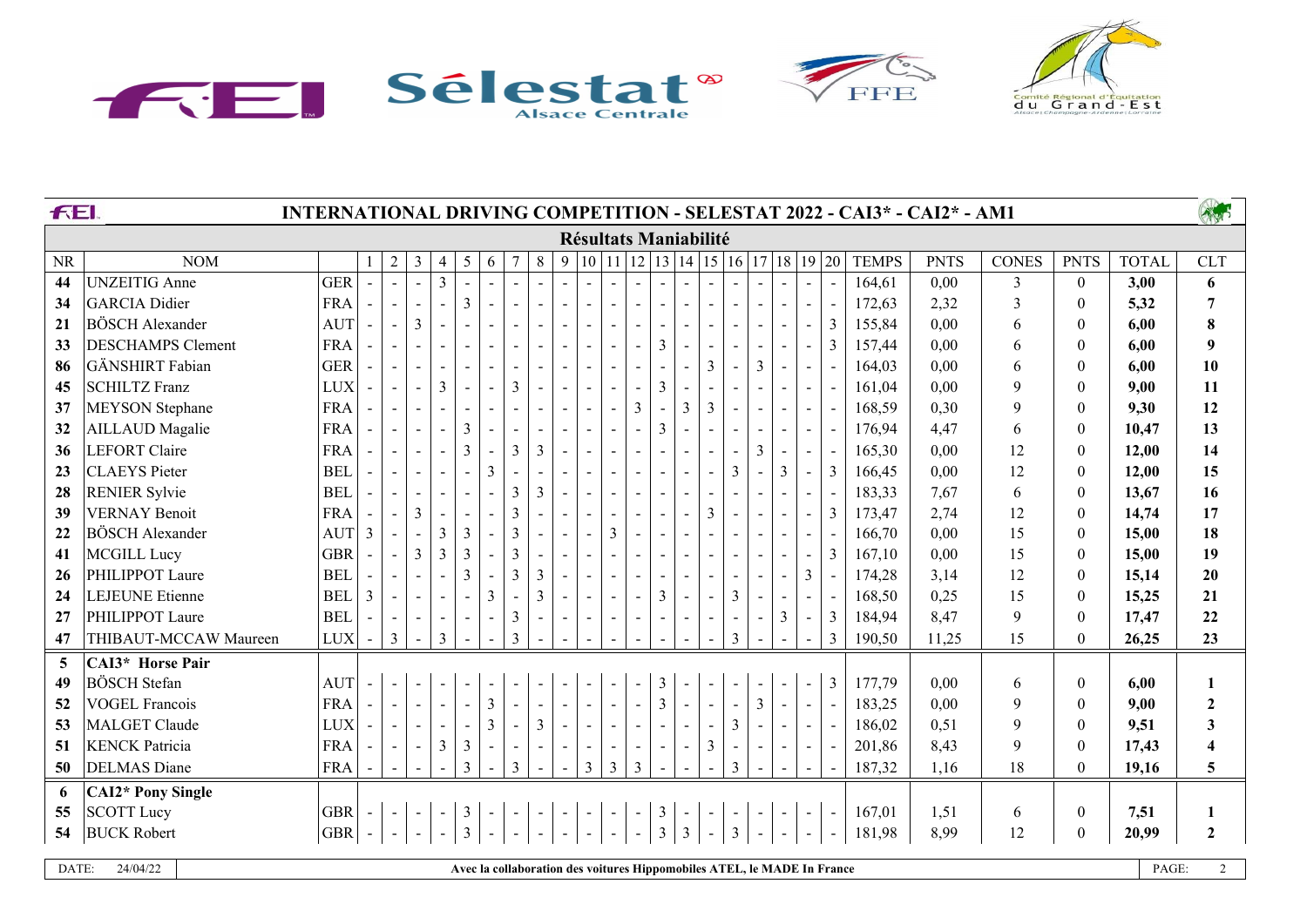# INTERNATIONAL DRIVING COMPETITION - SELESTAT 2022 - CAI3* - CAI2* - AM1

## Résultats Maniabilité

| NR | NOM | | 1 | 2 | 3 | 4 | 5 | 6 | 7 | 8 | 9 | 10 | 11 | 12 | 13 | 14 | 15 | 16 | 17 | 18 | 19 | 20 | TEMPS | PNTS | CONES | PNTS | TOTAL | CLT |
|---|---|---|---|---|---|---|---|---|---|---|---|---|---|---|---|---|---|---|---|---|---|---|---|---|---|---|---|---|
| 44 | UNZEITIG Anne | GER | - | - | - | 3 | - | - | - | - | - | - | - | - | - | - | - | - | - | - | - | - | 164,61 | 0,00 | 3 | 0 | **3,00** | **6** |
| 34 | GARCIA Didier | FRA | - | - | - | - | 3 | - | - | - | - | - | - | - | - | - | - | - | - | - | - | - | 172,63 | 2,32 | 3 | 0 | **5,32** | **7** |
| 21 | BÖSCH Alexander | AUT | - | - | 3 | - | - | - | - | - | - | - | - | - | - | - | - | - | - | - | - | 3 | 155,84 | 0,00 | 6 | 0 | **6,00** | **8** |
| 33 | DESCHAMPS Clement | FRA | - | - | - | - | - | - | - | - | - | - | - | - | 3 | - | - | - | - | - | - | 3 | 157,44 | 0,00 | 6 | 0 | **6,00** | **9** |
| 86 | GÄNSHIRT Fabian | GER | - | - | - | - | - | - | - | - | - | - | - | - | - | - | 3 | - | 3 | - | - | - | 164,03 | 0,00 | 6 | 0 | **6,00** | **10** |
| 45 | SCHILTZ Franz | LUX | - | - | - | 3 | - | - | 3 | - | - | - | - | - | 3 | - | - | - | - | - | - | - | 161,04 | 0,00 | 9 | 0 | **9,00** | **11** |
| 37 | MEYSON Stephane | FRA | - | - | - | - | - | - | - | - | - | - | - | 3 | - | 3 | 3 | - | - | - | - | - | 168,59 | 0,30 | 9 | 0 | **9,30** | **12** |
| 32 | AILLAUD Magalie | FRA | - | - | - | - | 3 | - | - | - | - | - | - | - | 3 | - | - | - | - | - | - | - | 176,94 | 4,47 | 6 | 0 | **10,47** | **13** |
| 36 | LEFORT Claire | FRA | - | - | - | - | 3 | - | 3 | 3 | - | - | - | - | - | - | - | - | 3 | - | - | - | 165,30 | 0,00 | 12 | 0 | **12,00** | **14** |
| 23 | CLAEYS Pieter | BEL | - | - | - | - | - | 3 | - | - | - | - | - | - | - | - | - | 3 | - | 3 | - | 3 | 166,45 | 0,00 | 12 | 0 | **12,00** | **15** |
| 28 | RENIER Sylvie | BEL | - | - | - | - | - | - | 3 | 3 | - | - | - | - | - | - | - | - | - | - | - | - | 183,33 | 7,67 | 6 | 0 | **13,67** | **16** |
| 39 | VERNAY Benoit | FRA | - | - | 3 | - | - | - | 3 | - | - | - | - | - | - | - | 3 | - | - | - | - | 3 | 173,47 | 2,74 | 12 | 0 | **14,74** | **17** |
| 22 | BÖSCH Alexander | AUT | 3 | - | - | 3 | 3 | - | 3 | - | - | - | 3 | - | - | - | - | - | - | - | - | - | 166,70 | 0,00 | 15 | 0 | **15,00** | **18** |
| 41 | MCGILL Lucy | GBR | - | - | 3 | 3 | 3 | - | 3 | - | - | - | - | - | - | - | - | - | - | - | - | 3 | 167,10 | 0,00 | 15 | 0 | **15,00** | **19** |
| 26 | PHILIPPOT Laure | BEL | - | - | - | - | 3 | - | 3 | 3 | - | - | - | - | - | - | - | - | - | - | 3 | - | 174,28 | 3,14 | 12 | 0 | **15,14** | **20** |
| 24 | LEJEUNE Etienne | BEL | 3 | - | - | - | - | 3 | - | 3 | - | - | - | - | 3 | - | - | 3 | - | - | - | - | 168,50 | 0,25 | 15 | 0 | **15,25** | **21** |
| 27 | PHILIPPOT Laure | BEL | - | - | - | - | - | - | 3 | - | - | - | - | - | - | - | - | - | - | 3 | - | 3 | 184,94 | 8,47 | 9 | 0 | **17,47** | **22** |
| 47 | THIBAUT-MCCAW Maureen | LUX | - | 3 | - | 3 | - | - | 3 | - | - | - | - | - | - | - | - | 3 | - | - | - | 3 | 190,50 | 11,25 | 15 | 0 | **26,25** | **23** |
| **5** | **CAI3\* Horse Pair** | | | | | | | | | | | | | | | | | | | | | | | | | | | |
| 49 | BÖSCH Stefan | AUT | - | - | - | - | - | - | - | - | - | - | - | - | 3 | - | - | - | - | - | - | 3 | 177,79 | 0,00 | 6 | 0 | **6,00** | **1** |
| 52 | VOGEL Francois | FRA | - | - | - | - | - | 3 | - | - | - | - | - | - | 3 | - | - | - | 3 | - | - | - | 183,25 | 0,00 | 9 | 0 | **9,00** | **2** |
| 53 | MALGET Claude | LUX | - | - | - | - | - | 3 | - | 3 | - | - | - | - | - | - | - | 3 | - | - | - | - | 186,02 | 0,51 | 9 | 0 | **9,51** | **3** |
| 51 | KENCK Patricia | FRA | - | - | - | 3 | 3 | - | - | - | - | - | - | - | - | - | 3 | - | - | - | - | - | 201,86 | 8,43 | 9 | 0 | **17,43** | **4** |
| 50 | DELMAS Diane | FRA | - | - | - | - | 3 | - | 3 | - | - | 3 | 3 | 3 | - | - | - | 3 | - | - | - | - | 187,32 | 1,16 | 18 | 0 | **19,16** | **5** |
| **6** | **CAI2\* Pony Single** | | | | | | | | | | | | | | | | | | | | | | | | | | | |
| 55 | SCOTT Lucy | GBR | - | - | - | - | 3 | - | - | - | - | - | - | - | 3 | - | - | - | - | - | - | - | 167,01 | 1,51 | 6 | 0 | **7,51** | **1** |
| 54 | BUCK Robert | GBR | - | - | - | - | 3 | - | - | - | - | - | - | - | 3 | 3 | - | 3 | - | - | - | - | 181,98 | 8,99 | 12 | 0 | **20,99** | **2** |

DATE: 24/04/22

**Avec la collaboration des voitures Hippomobiles ATEL, le MADE In France**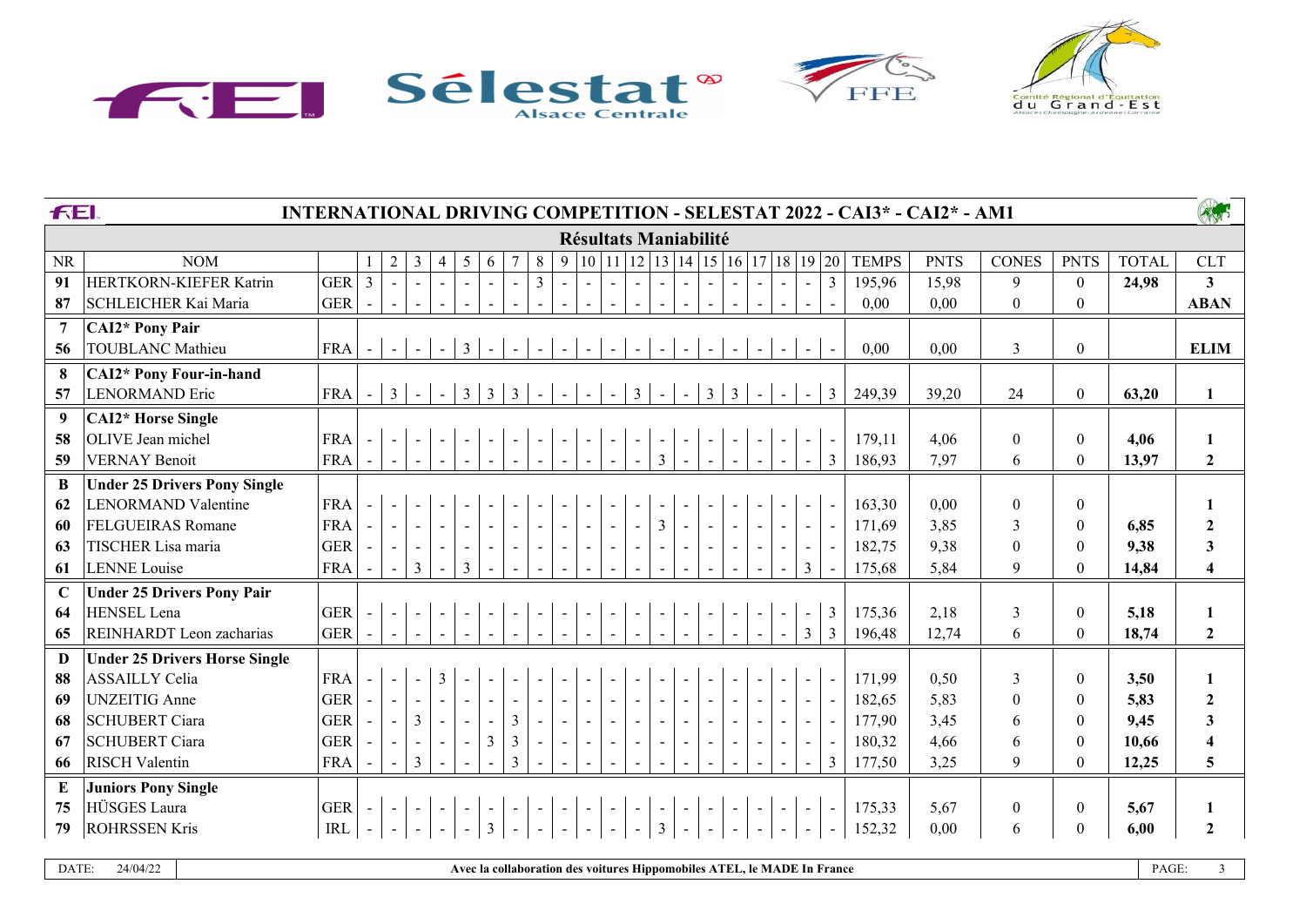## INTERNATIONAL DRIVING COMPETITION - SELESTAT 2022 - CAI3* - CAI2* - AM1

### Résultats Maniabilité

| NR | NOM | | 1 | 2 | 3 | 4 | 5 | 6 | 7 | 8 | 9 | 10 | 11 | 12 | 13 | 14 | 15 | 16 | 17 | 18 | 19 | 20 | TEMPS | PNTS | CONES | PNTS | TOTAL | CLT |
|---|---|---|---|---|---|---|---|---|---|---|---|---|---|---|---|---|---|---|---|---|---|---|---|---|---|---|---|---|
| 91 | HERTKORN-KIEFER Katrin | GER | 3 | - | - | - | - | - | - | 3 | - | - | - | - | - | - | - | - | - | - | - | 3 | 195,96 | 15,98 | 9 | 0 | 24,98 | 3 |
| 87 | SCHLEICHER Kai Maria | GER | - | - | - | - | - | - | - | - | - | - | - | - | - | - | - | - | - | - | - | - | 0,00 | 0,00 | 0 | 0 | | ABAN |
| 7 | **CAI2* Pony Pair** | | | | | | | | | | | | | | | | | | | | | | | | | | | |
| 56 | TOUBLANC Mathieu | FRA | - | - | - | - | 3 | - | - | - | - | - | - | - | - | - | - | - | - | - | - | - | 0,00 | 0,00 | 3 | 0 | | ELIM |
| 8 | **CAI2* Pony Four-in-hand** | | | | | | | | | | | | | | | | | | | | | | | | | | | |
| 57 | LENORMAND Eric | FRA | - | 3 | - | - | 3 | 3 | 3 | - | - | - | - | 3 | - | - | 3 | 3 | - | - | - | 3 | 249,39 | 39,20 | 24 | 0 | 63,20 | 1 |
| 9 | **CAI2* Horse Single** | | | | | | | | | | | | | | | | | | | | | | | | | | | |
| 58 | OLIVE Jean michel | FRA | - | - | - | - | - | - | - | - | - | - | - | - | - | - | - | - | - | - | - | - | 179,11 | 4,06 | 0 | 0 | 4,06 | 1 |
| 59 | VERNAY Benoit | FRA | - | - | - | - | - | - | - | - | - | - | - | - | 3 | - | - | - | - | - | - | 3 | 186,93 | 7,97 | 6 | 0 | 13,97 | 2 |
| B | **Under 25 Drivers Pony Single** | | | | | | | | | | | | | | | | | | | | | | | | | | | |
| 62 | LENORMAND Valentine | FRA | - | - | - | - | - | - | - | - | - | - | - | - | - | - | - | - | - | - | - | - | 163,30 | 0,00 | 0 | 0 | | 1 |
| 60 | FELGUEIRAS Romane | FRA | - | - | - | - | - | - | - | - | - | - | - | - | 3 | - | - | - | - | - | - | - | 171,69 | 3,85 | 3 | 0 | 6,85 | 2 |
| 63 | TISCHER Lisa maria | GER | - | - | - | - | - | - | - | - | - | - | - | - | - | - | - | - | - | - | - | - | 182,75 | 9,38 | 0 | 0 | 9,38 | 3 |
| 61 | LENNE Louise | FRA | - | - | 3 | - | 3 | - | - | - | - | - | - | - | - | - | - | - | - | - | 3 | - | 175,68 | 5,84 | 9 | 0 | 14,84 | 4 |
| C | **Under 25 Drivers Pony Pair** | | | | | | | | | | | | | | | | | | | | | | | | | | | |
| 64 | HENSEL Lena | GER | - | - | - | - | - | - | - | - | - | - | - | - | - | - | - | - | - | - | - | 3 | 175,36 | 2,18 | 3 | 0 | 5,18 | 1 |
| 65 | REINHARDT Leon zacharias | GER | - | - | - | - | - | - | - | - | - | - | - | - | - | - | - | - | - | - | 3 | 3 | 196,48 | 12,74 | 6 | 0 | 18,74 | 2 |
| D | **Under 25 Drivers Horse Single** | | | | | | | | | | | | | | | | | | | | | | | | | | | |
| 88 | ASSAILLY Celia | FRA | - | - | - | 3 | - | - | - | - | - | - | - | - | - | - | - | - | - | - | - | - | 171,99 | 0,50 | 3 | 0 | 3,50 | 1 |
| 69 | UNZEITIG Anne | GER | - | - | - | - | - | - | - | - | - | - | - | - | - | - | - | - | - | - | - | - | 182,65 | 5,83 | 0 | 0 | 5,83 | 2 |
| 68 | SCHUBERT Ciara | GER | - | - | 3 | - | - | - | - | 3 | - | - | - | - | - | - | - | - | - | - | - | - | 177,90 | 3,45 | 6 | 0 | 9,45 | 3 |
| 67 | SCHUBERT Ciara | GER | - | - | - | - | - | - | 3 | 3 | - | - | - | - | - | - | - | - | - | - | - | - | 180,32 | 4,66 | 6 | 0 | 10,66 | 4 |
| 66 | RISCH Valentin | FRA | - | - | 3 | - | - | - | - | 3 | - | - | - | - | - | - | - | - | - | - | - | 3 | 177,50 | 3,25 | 9 | 0 | 12,25 | 5 |
| E | **Juniors Pony Single** | | | | | | | | | | | | | | | | | | | | | | | | | | | |
| 75 | HÜSGES Laura | GER | - | - | - | - | - | - | - | - | - | - | - | - | - | - | - | - | - | - | - | - | 175,33 | 5,67 | 0 | 0 | 5,67 | 1 |
| 79 | ROHRSSEN Kris | IRL | - | - | - | - | - | - | 3 | - | - | - | - | - | 3 | - | - | - | - | - | - | - | 152,32 | 0,00 | 6 | 0 | 6,00 | 2 |

DATE: 24/04/22 — Avec la collaboration des voitures Hippomobiles ATEL, le MADE In France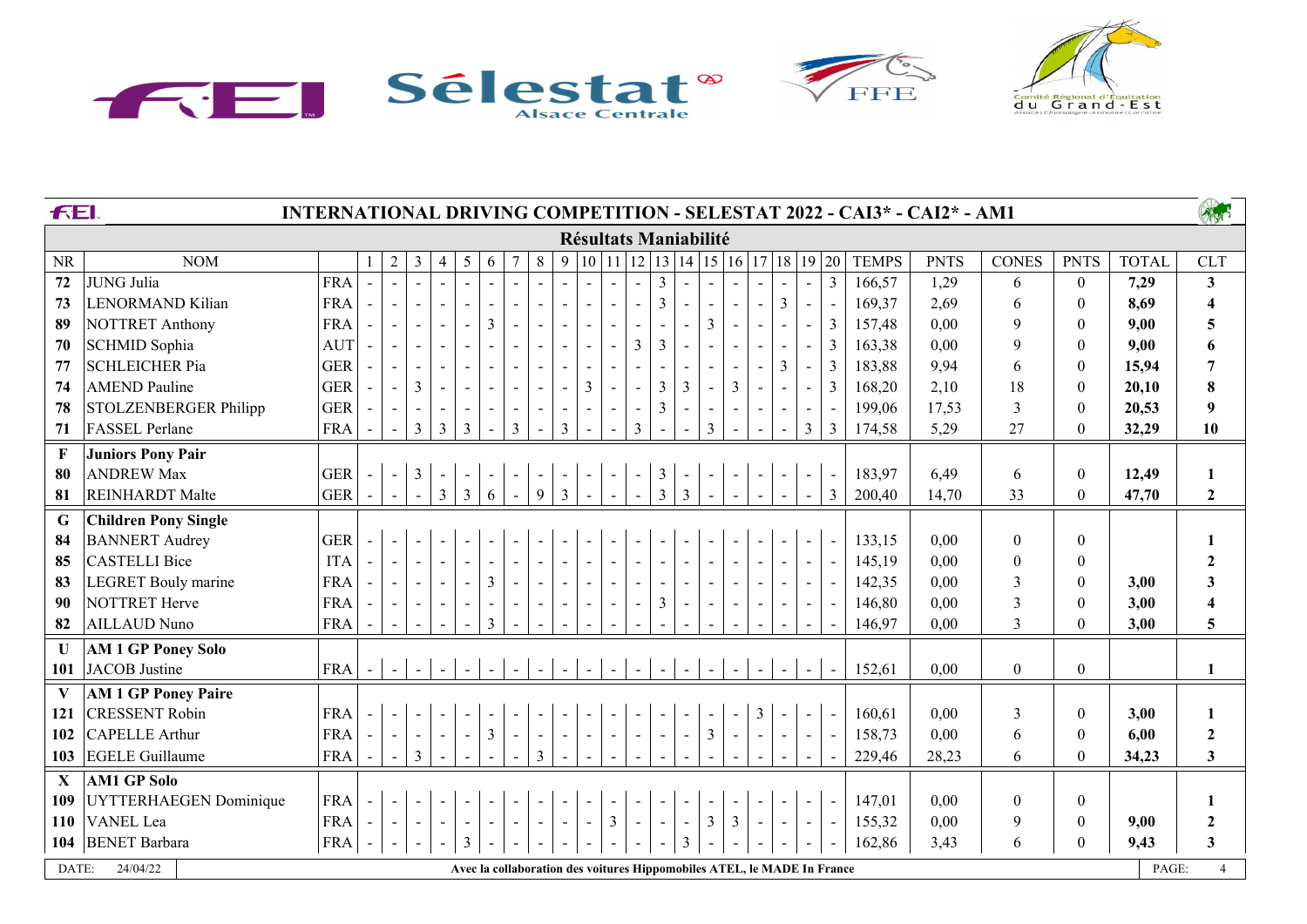# INTERNATIONAL DRIVING COMPETITION - SELESTAT 2022 - CAI3* - CAI2* - AM1

## Résultats Maniabilité

| NR | NOM | | 1 | 2 | 3 | 4 | 5 | 6 | 7 | 8 | 9 | 10 | 11 | 12 | 13 | 14 | 15 | 16 | 17 | 18 | 19 | 20 | TEMPS | PNTS | CONES | PNTS | TOTAL | CLT |
|---|---|---|---|---|---|---|---|---|---|---|---|---|---|---|---|---|---|---|---|---|---|---|---|---|---|---|---|---|
| 72 | JUNG Julia | FRA | - | - | - | - | - | - | - | - | - | - | - | - | 3 | - | - | - | - | - | - | 3 | 166,57 | 1,29 | 6 | 0 | **7,29** | **3** |
| 73 | LENORMAND Kilian | FRA | - | - | - | - | - | - | - | - | - | - | - | - | 3 | - | - | - | - | 3 | - | - | 169,37 | 2,69 | 6 | 0 | **8,69** | **4** |
| 89 | NOTTRET Anthony | FRA | - | - | - | - | - | 3 | - | - | - | - | - | - | - | - | 3 | - | - | - | - | 3 | 157,48 | 0,00 | 9 | 0 | **9,00** | **5** |
| 70 | SCHMID Sophia | AUT | - | - | - | - | - | - | - | - | - | - | - | 3 | 3 | - | - | - | - | - | - | 3 | 163,38 | 0,00 | 9 | 0 | **9,00** | **6** |
| 77 | SCHLEICHER Pia | GER | - | - | - | - | - | - | - | - | - | - | - | - | - | - | - | - | - | 3 | - | 3 | 183,88 | 9,94 | 6 | 0 | **15,94** | **7** |
| 74 | AMEND Pauline | GER | - | - | 3 | - | - | - | - | - | - | 3 | - | - | 3 | 3 | - | 3 | - | - | - | 3 | 168,20 | 2,10 | 18 | 0 | **20,10** | **8** |
| 78 | STOLZENBERGER Philipp | GER | - | - | - | - | - | - | - | - | - | - | - | - | 3 | - | - | - | - | - | - | - | 199,06 | 17,53 | 3 | 0 | **20,53** | **9** |
| 71 | FASSEL Perlane | FRA | - | - | 3 | 3 | 3 | - | 3 | - | 3 | - | - | 3 | - | - | 3 | - | - | - | 3 | 3 | 174,58 | 5,29 | 27 | 0 | **32,29** | **10** |
| **F** | **Juniors Pony Pair** | | | | | | | | | | | | | | | | | | | | | | | | | | | |
| 80 | ANDREW Max | GER | - | - | 3 | - | - | - | - | - | - | - | - | - | 3 | - | - | - | - | - | - | - | 183,97 | 6,49 | 6 | 0 | **12,49** | **1** |
| 81 | REINHARDT Malte | GER | - | - | - | 3 | 3 | 6 | - | 9 | 3 | - | - | - | 3 | 3 | - | - | - | - | - | 3 | 200,40 | 14,70 | 33 | 0 | **47,70** | **2** |
| **G** | **Children Pony Single** | | | | | | | | | | | | | | | | | | | | | | | | | | | |
| 84 | BANNERT Audrey | GER | - | - | - | - | - | - | - | - | - | - | - | - | - | - | - | - | - | - | - | - | 133,15 | 0,00 | 0 | 0 | | **1** |
| 85 | CASTELLI Bice | ITA | - | - | - | - | - | - | - | - | - | - | - | - | - | - | - | - | - | - | - | - | 145,19 | 0,00 | 0 | 0 | | **2** |
| 83 | LEGRET Bouly marine | FRA | - | - | - | - | - | 3 | - | - | - | - | - | - | - | - | - | - | - | - | - | - | 142,35 | 0,00 | 3 | 0 | **3,00** | **3** |
| 90 | NOTTRET Herve | FRA | - | - | - | - | - | - | - | - | - | - | - | - | 3 | - | - | - | - | - | - | - | 146,80 | 0,00 | 3 | 0 | **3,00** | **4** |
| 82 | AILLAUD Nuno | FRA | - | - | - | - | - | 3 | - | - | - | - | - | - | - | - | - | - | - | - | - | - | 146,97 | 0,00 | 3 | 0 | **3,00** | **5** |
| **U** | **AM 1 GP Poney Solo** | | | | | | | | | | | | | | | | | | | | | | | | | | | |
| 101 | JACOB Justine | FRA | - | - | - | - | - | - | - | - | - | - | - | - | - | - | - | - | - | - | - | - | 152,61 | 0,00 | 0 | 0 | | **1** |
| **V** | **AM 1 GP Poney Paire** | | | | | | | | | | | | | | | | | | | | | | | | | | | |
| 121 | CRESSENT Robin | FRA | - | - | - | - | - | - | - | - | - | - | - | - | - | - | - | - | 3 | - | - | - | 160,61 | 0,00 | 3 | 0 | **3,00** | **1** |
| 102 | CAPELLE Arthur | FRA | - | - | - | - | - | 3 | - | - | - | - | - | - | - | - | 3 | - | - | - | - | - | 158,73 | 0,00 | 6 | 0 | **6,00** | **2** |
| 103 | EGELE Guillaume | FRA | - | - | 3 | - | - | - | - | 3 | - | - | - | - | - | - | - | - | - | - | - | - | 229,46 | 28,23 | 6 | 0 | **34,23** | **3** |
| **X** | **AM1 GP Solo** | | | | | | | | | | | | | | | | | | | | | | | | | | | |
| 109 | UYTTERHAEGEN Dominique | FRA | - | - | - | - | - | - | - | - | - | - | - | - | - | - | - | - | - | - | - | - | 147,01 | 0,00 | 0 | 0 | | **1** |
| 110 | VANEL Lea | FRA | - | - | - | - | - | - | - | - | - | - | 3 | - | - | - | 3 | 3 | - | - | - | - | 155,32 | 0,00 | 9 | 0 | **9,00** | **2** |
| 104 | BENET Barbara | FRA | - | - | - | - | 3 | - | - | - | - | - | - | - | - | 3 | - | - | - | - | - | - | 162,86 | 3,43 | 6 | 0 | **9,43** | **3** |

DATE: 24/04/22

**Avec la collaboration des voitures Hippomobiles ATEL, le MADE In France**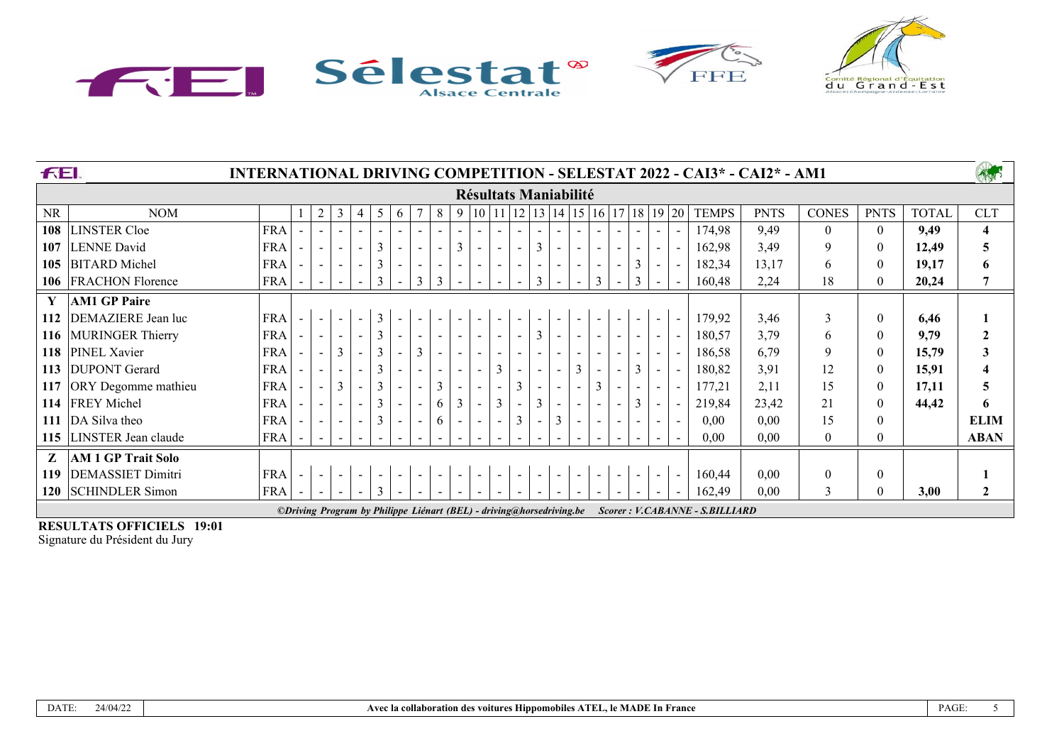## INTERNATIONAL DRIVING COMPETITION - SELESTAT 2022 - CAI3* - CAI2* - AM1

### Résultats Maniabilité

| NR | NOM | | 1 | 2 | 3 | 4 | 5 | 6 | 7 | 8 | 9 | 10 | 11 | 12 | 13 | 14 | 15 | 16 | 17 | 18 | 19 | 20 | TEMPS | PNTS | CONES | PNTS | TOTAL | CLT |
|---|---|---|---|---|---|---|---|---|---|---|---|---|---|---|---|---|---|---|---|---|---|---|---|---|---|---|---|---|
| **108** | LINSTER Cloe | FRA | - | - | - | - | - | - | - | - | - | - | - | - | - | - | - | - | - | - | - | - | 174,98 | 9,49 | 0 | 0 | **9,49** | **4** |
| **107** | LENNE David | FRA | - | - | - | - | 3 | - | - | - | 3 | - | - | - | 3 | - | - | - | - | - | - | - | 162,98 | 3,49 | 9 | 0 | **12,49** | **5** |
| **105** | BITARD Michel | FRA | - | - | - | - | 3 | - | - | - | - | - | - | - | - | - | - | - | - | 3 | - | - | 182,34 | 13,17 | 6 | 0 | **19,17** | **6** |
| **106** | FRACHON Florence | FRA | - | - | - | - | 3 | - | 3 | 3 | - | - | - | - | 3 | - | - | 3 | - | 3 | - | - | 160,48 | 2,24 | 18 | 0 | **20,24** | **7** |
| **Y** | **AM1 GP Paire** | | | | | | | | | | | | | | | | | | | | | | | | | | | |
| **112** | DEMAZIERE Jean luc | FRA | - | - | - | - | 3 | - | - | - | - | - | - | - | - | - | - | - | - | - | - | - | 179,92 | 3,46 | 3 | 0 | **6,46** | **1** |
| **116** | MURINGER Thierry | FRA | - | - | - | - | 3 | - | - | - | - | - | - | - | 3 | - | - | - | - | - | - | - | 180,57 | 3,79 | 6 | 0 | **9,79** | **2** |
| **118** | PINEL Xavier | FRA | - | - | 3 | - | 3 | - | 3 | - | - | - | - | - | - | - | - | - | - | - | - | - | 186,58 | 6,79 | 9 | 0 | **15,79** | **3** |
| **113** | DUPONT Gerard | FRA | - | - | - | - | 3 | - | - | - | - | - | 3 | - | - | - | 3 | - | - | 3 | - | - | 180,82 | 3,91 | 12 | 0 | **15,91** | **4** |
| **117** | ORY Degomme mathieu | FRA | - | - | 3 | - | 3 | - | - | 3 | - | - | - | 3 | - | - | - | 3 | - | - | - | - | 177,21 | 2,11 | 15 | 0 | **17,11** | **5** |
| **114** | FREY Michel | FRA | - | - | - | - | 3 | - | - | 6 | 3 | - | 3 | - | 3 | - | - | - | - | 3 | - | - | 219,84 | 23,42 | 21 | 0 | **44,42** | **6** |
| **111** | DA Silva theo | FRA | - | - | - | - | 3 | - | - | 6 | - | - | - | 3 | - | 3 | - | - | - | - | - | - | 0,00 | 0,00 | 15 | 0 | | **ELIM** |
| **115** | LINSTER Jean claude | FRA | - | - | - | - | - | - | - | - | - | - | - | - | - | - | - | - | - | - | - | - | 0,00 | 0,00 | 0 | 0 | | **ABAN** |
| **Z** | **AM 1 GP Trait Solo** | | | | | | | | | | | | | | | | | | | | | | | | | | | |
| **119** | DEMASSIET Dimitri | FRA | - | - | - | - | - | - | - | - | - | - | - | - | - | - | - | - | - | - | - | - | 160,44 | 0,00 | 0 | 0 | | **1** |
| **120** | SCHINDLER Simon | FRA | - | - | - | - | 3 | - | - | - | - | - | - | - | - | - | - | - | - | - | - | - | 162,49 | 0,00 | 3 | 0 | **3,00** | **2** |

*©Driving Program by Philippe Liénart (BEL) - driving@horsedriving.be Scorer : V.CABANNE - S.BILLIARD*

**RESULTATS OFFICIELS 19:01**

Signature du Président du Jury

DATE: 24/04/22 | **Avec la collaboration des voitures Hippomobiles ATEL, le MADE In France**